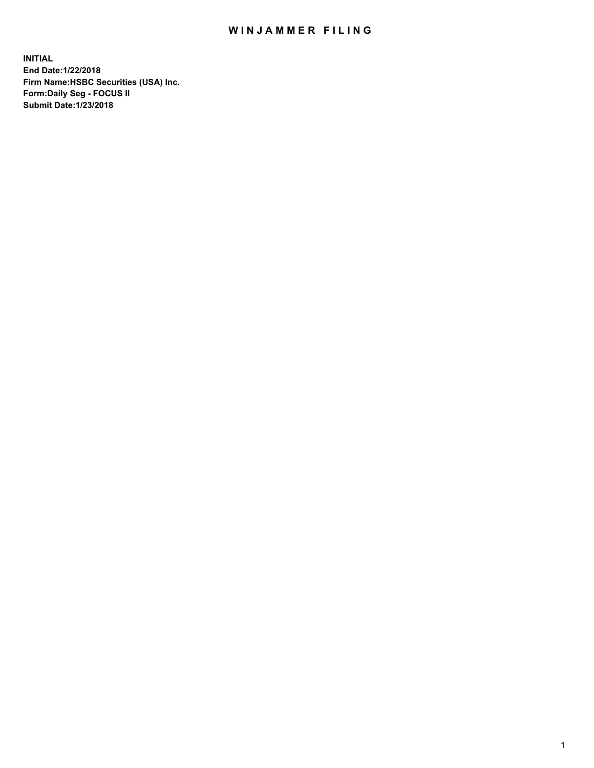# WINJAMMER FILING

**INITIAL**
**End Date:1/22/2018**
**Firm Name:HSBC Securities (USA) Inc.**
**Form:Daily Seg - FOCUS II**
**Submit Date:1/23/2018**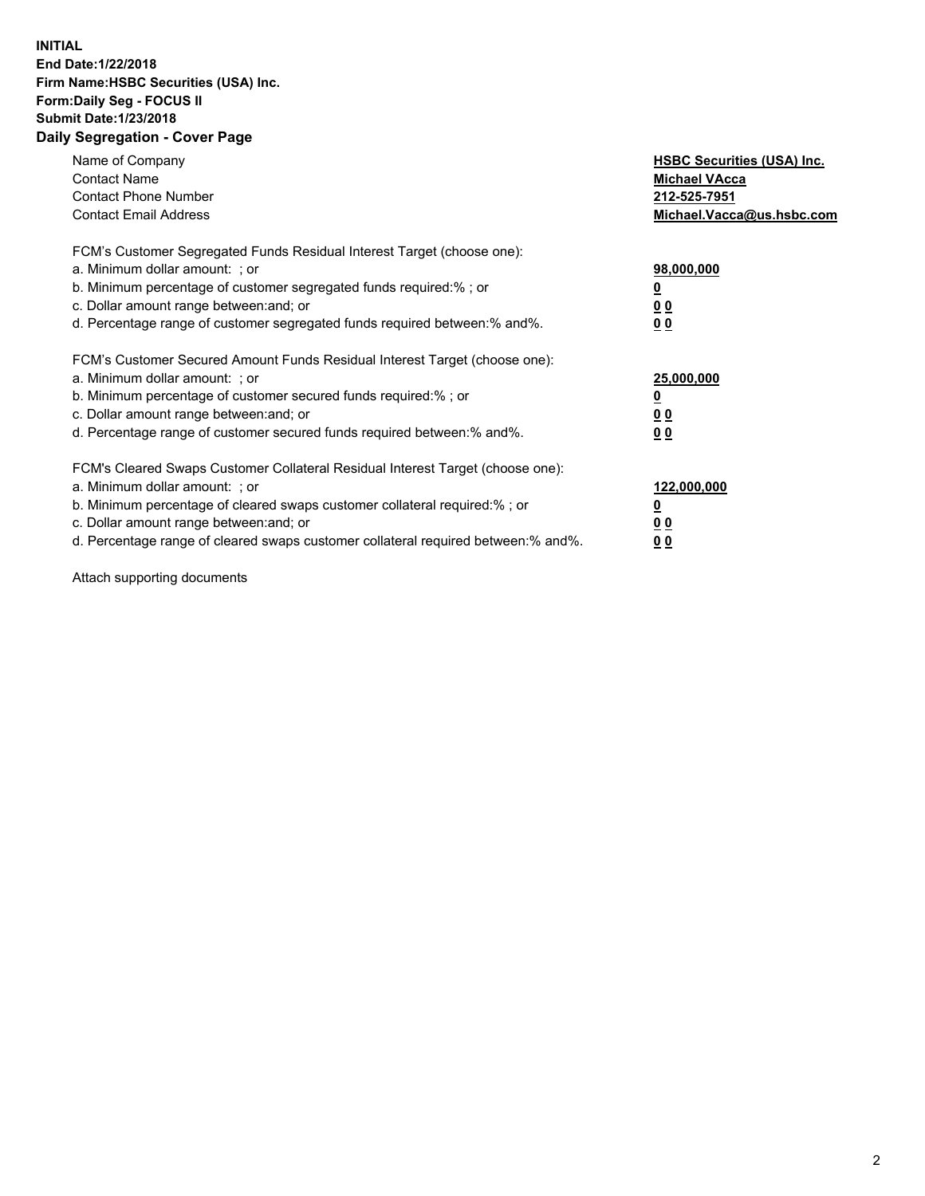**INITIAL**
**End Date:1/22/2018**
**Firm Name:HSBC Securities (USA) Inc.**
**Form:Daily Seg - FOCUS II**
**Submit Date:1/23/2018**

## Daily Segregation - Cover Page

| | |
|---|---|
| Name of Company | **HSBC Securities (USA) Inc.** |
| Contact Name | **Michael VAcca** |
| Contact Phone Number | **212-525-7951** |
| Contact Email Address | **Michael.Vacca@us.hsbc.com** |

| | |
|---|---|
| FCM's Customer Segregated Funds Residual Interest Target (choose one): | |
| a. Minimum dollar amount: ; or | **98,000,000** |
| b. Minimum percentage of customer segregated funds required:% ; or | **0** |
| c. Dollar amount range between:and; or | **0 0** |
| d. Percentage range of customer segregated funds required between:% and%. | **0 0** |
| FCM's Customer Secured Amount Funds Residual Interest Target (choose one): | |
| a. Minimum dollar amount: ; or | **25,000,000** |
| b. Minimum percentage of customer secured funds required:% ; or | **0** |
| c. Dollar amount range between:and; or | **0 0** |
| d. Percentage range of customer secured funds required between:% and%. | **0 0** |
| FCM's Cleared Swaps Customer Collateral Residual Interest Target (choose one): | |
| a. Minimum dollar amount: ; or | **122,000,000** |
| b. Minimum percentage of cleared swaps customer collateral required:% ; or | **0** |
| c. Dollar amount range between:and; or | **0 0** |
| d. Percentage range of cleared swaps customer collateral required between:% and%. | **0 0** |

Attach supporting documents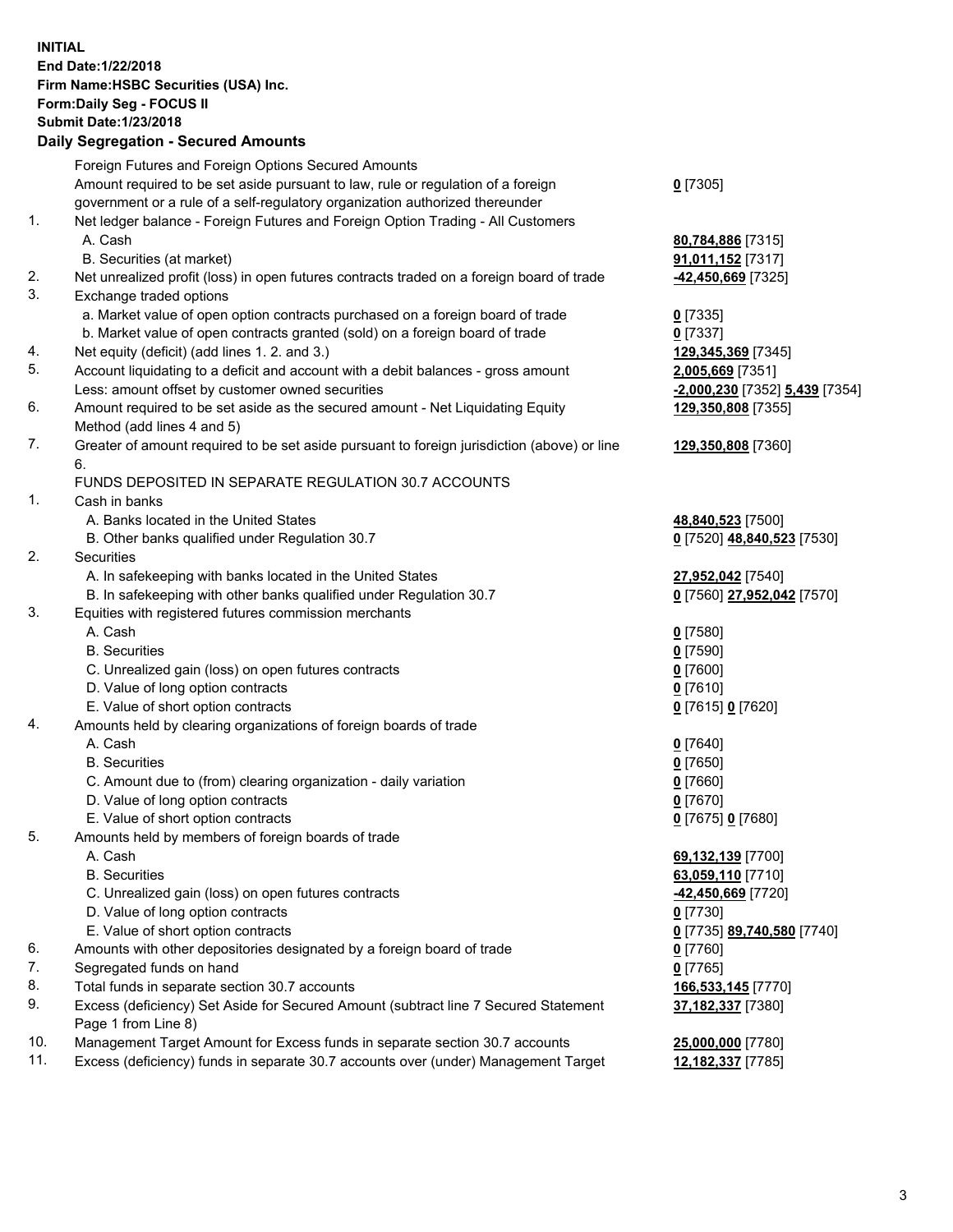**INITIAL**
**End Date:1/22/2018**
**Firm Name:HSBC Securities (USA) Inc.**
**Form:Daily Seg - FOCUS II**
**Submit Date:1/23/2018**

## Daily Segregation - Secured Amounts

| | | |
|---|---|---|
| | Foreign Futures and Foreign Options Secured Amounts | |
| | Amount required to be set aside pursuant to law, rule or regulation of a foreign government or a rule of a self-regulatory organization authorized thereunder | **0** [7305] |
| 1. | Net ledger balance - Foreign Futures and Foreign Option Trading - All Customers | |
| | A. Cash | **80,784,886** [7315] |
| | B. Securities (at market) | **91,011,152** [7317] |
| 2. | Net unrealized profit (loss) in open futures contracts traded on a foreign board of trade | **-42,450,669** [7325] |
| 3. | Exchange traded options | |
| | a. Market value of open option contracts purchased on a foreign board of trade | **0** [7335] |
| | b. Market value of open contracts granted (sold) on a foreign board of trade | **0** [7337] |
| 4. | Net equity (deficit) (add lines 1. 2. and 3.) | **129,345,369** [7345] |
| 5. | Account liquidating to a deficit and account with a debit balances - gross amount | **2,005,669** [7351] |
| | Less: amount offset by customer owned securities | **-2,000,230** [7352] **5,439** [7354] |
| 6. | Amount required to be set aside as the secured amount - Net Liquidating Equity Method (add lines 4 and 5) | **129,350,808** [7355] |
| 7. | Greater of amount required to be set aside pursuant to foreign jurisdiction (above) or line 6. | **129,350,808** [7360] |
| | FUNDS DEPOSITED IN SEPARATE REGULATION 30.7 ACCOUNTS | |
| 1. | Cash in banks | |
| | A. Banks located in the United States | **48,840,523** [7500] |
| | B. Other banks qualified under Regulation 30.7 | **0** [7520] **48,840,523** [7530] |
| 2. | Securities | |
| | A. In safekeeping with banks located in the United States | **27,952,042** [7540] |
| | B. In safekeeping with other banks qualified under Regulation 30.7 | **0** [7560] **27,952,042** [7570] |
| 3. | Equities with registered futures commission merchants | |
| | A. Cash | **0** [7580] |
| | B. Securities | **0** [7590] |
| | C. Unrealized gain (loss) on open futures contracts | **0** [7600] |
| | D. Value of long option contracts | **0** [7610] |
| | E. Value of short option contracts | **0** [7615] **0** [7620] |
| 4. | Amounts held by clearing organizations of foreign boards of trade | |
| | A. Cash | **0** [7640] |
| | B. Securities | **0** [7650] |
| | C. Amount due to (from) clearing organization - daily variation | **0** [7660] |
| | D. Value of long option contracts | **0** [7670] |
| | E. Value of short option contracts | **0** [7675] **0** [7680] |
| 5. | Amounts held by members of foreign boards of trade | |
| | A. Cash | **69,132,139** [7700] |
| | B. Securities | **63,059,110** [7710] |
| | C. Unrealized gain (loss) on open futures contracts | **-42,450,669** [7720] |
| | D. Value of long option contracts | **0** [7730] |
| | E. Value of short option contracts | **0** [7735] **89,740,580** [7740] |
| 6. | Amounts with other depositories designated by a foreign board of trade | **0** [7760] |
| 7. | Segregated funds on hand | **0** [7765] |
| 8. | Total funds in separate section 30.7 accounts | **166,533,145** [7770] |
| 9. | Excess (deficiency) Set Aside for Secured Amount (subtract line 7 Secured Statement Page 1 from Line 8) | **37,182,337** [7380] |
| 10. | Management Target Amount for Excess funds in separate section 30.7 accounts | **25,000,000** [7780] |
| 11. | Excess (deficiency) funds in separate 30.7 accounts over (under) Management Target | **12,182,337** [7785] |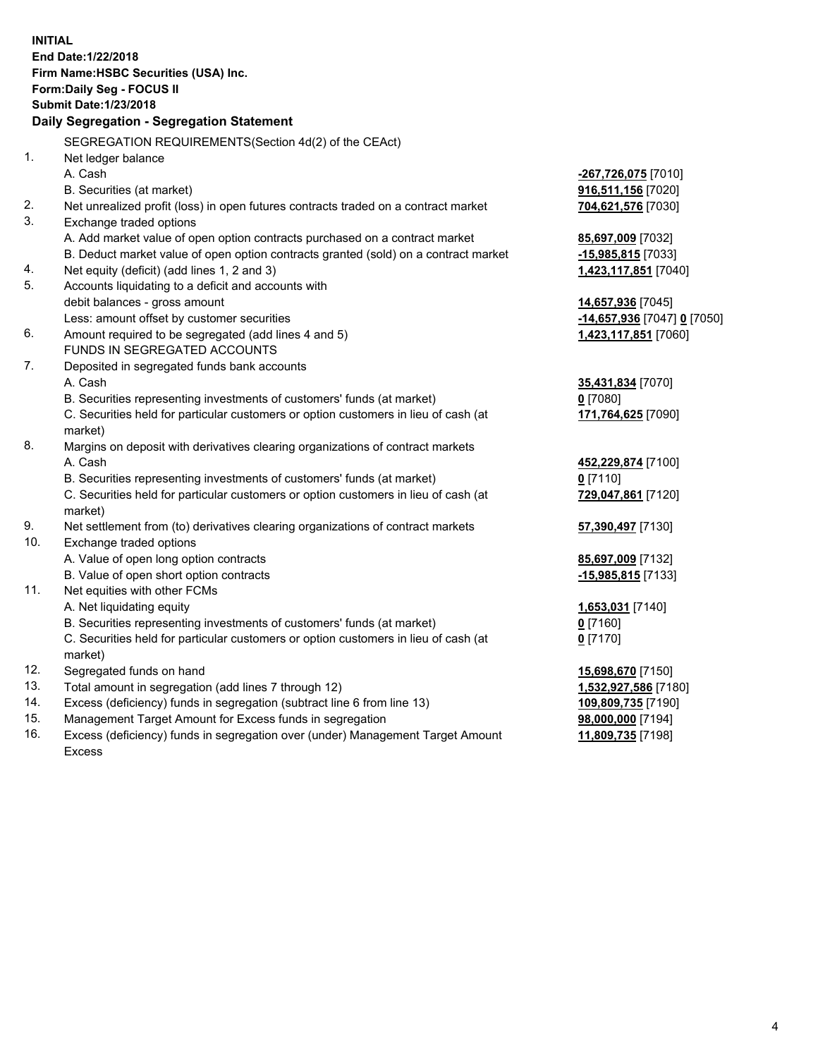**INITIAL**
**End Date:1/22/2018**
**Firm Name:HSBC Securities (USA) Inc.**
**Form:Daily Seg - FOCUS II**
**Submit Date:1/23/2018**

## Daily Segregation - Segregation Statement

SEGREGATION REQUIREMENTS(Section 4d(2) of the CEAct)

| | | |
|---|---|---|
| 1. | Net ledger balance | |
| | A. Cash | **-267,726,075** [7010] |
| | B. Securities (at market) | **916,511,156** [7020] |
| 2. | Net unrealized profit (loss) in open futures contracts traded on a contract market | **704,621,576** [7030] |
| 3. | Exchange traded options | |
| | A. Add market value of open option contracts purchased on a contract market | **85,697,009** [7032] |
| | B. Deduct market value of open option contracts granted (sold) on a contract market | **-15,985,815** [7033] |
| 4. | Net equity (deficit) (add lines 1, 2 and 3) | **1,423,117,851** [7040] |
| 5. | Accounts liquidating to a deficit and accounts with | |
| | debit balances - gross amount | **14,657,936** [7045] |
| | Less: amount offset by customer securities | **-14,657,936** [7047] **0** [7050] |
| 6. | Amount required to be segregated (add lines 4 and 5) | **1,423,117,851** [7060] |
| | FUNDS IN SEGREGATED ACCOUNTS | |
| 7. | Deposited in segregated funds bank accounts | |
| | A. Cash | **35,431,834** [7070] |
| | B. Securities representing investments of customers' funds (at market) | **0** [7080] |
| | C. Securities held for particular customers or option customers in lieu of cash (at market) | **171,764,625** [7090] |
| 8. | Margins on deposit with derivatives clearing organizations of contract markets | |
| | A. Cash | **452,229,874** [7100] |
| | B. Securities representing investments of customers' funds (at market) | **0** [7110] |
| | C. Securities held for particular customers or option customers in lieu of cash (at market) | **729,047,861** [7120] |
| 9. | Net settlement from (to) derivatives clearing organizations of contract markets | **57,390,497** [7130] |
| 10. | Exchange traded options | |
| | A. Value of open long option contracts | **85,697,009** [7132] |
| | B. Value of open short option contracts | **-15,985,815** [7133] |
| 11. | Net equities with other FCMs | |
| | A. Net liquidating equity | **1,653,031** [7140] |
| | B. Securities representing investments of customers' funds (at market) | **0** [7160] |
| | C. Securities held for particular customers or option customers in lieu of cash (at market) | **0** [7170] |
| 12. | Segregated funds on hand | **15,698,670** [7150] |
| 13. | Total amount in segregation (add lines 7 through 12) | **1,532,927,586** [7180] |
| 14. | Excess (deficiency) funds in segregation (subtract line 6 from line 13) | **109,809,735** [7190] |
| 15. | Management Target Amount for Excess funds in segregation | **98,000,000** [7194] |
| 16. | Excess (deficiency) funds in segregation over (under) Management Target Amount Excess | **11,809,735** [7198] |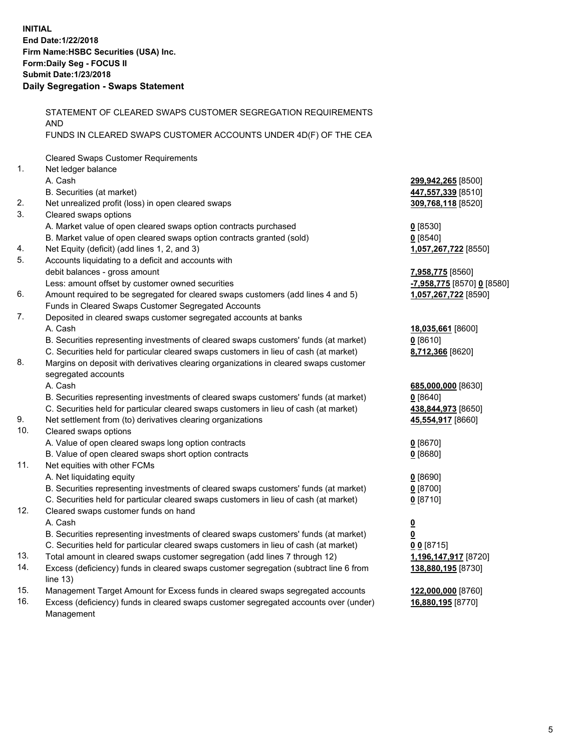**INITIAL**
**End Date:1/22/2018**
**Firm Name:HSBC Securities (USA) Inc.**
**Form:Daily Seg - FOCUS II**
**Submit Date:1/23/2018**
**Daily Segregation - Swaps Statement**

STATEMENT OF CLEARED SWAPS CUSTOMER SEGREGATION REQUIREMENTS AND FUNDS IN CLEARED SWAPS CUSTOMER ACCOUNTS UNDER 4D(F) OF THE CEA

| | | |
|---|---|---|
| | Cleared Swaps Customer Requirements | |
| 1. | Net ledger balance | |
| | A. Cash | **299,942,265** [8500] |
| | B. Securities (at market) | **447,557,339** [8510] |
| 2. | Net unrealized profit (loss) in open cleared swaps | **309,768,118** [8520] |
| 3. | Cleared swaps options | |
| | A. Market value of open cleared swaps option contracts purchased | **0** [8530] |
| | B. Market value of open cleared swaps option contracts granted (sold) | **0** [8540] |
| 4. | Net Equity (deficit) (add lines 1, 2, and 3) | **1,057,267,722** [8550] |
| 5. | Accounts liquidating to a deficit and accounts with debit balances - gross amount | **7,958,775** [8560] |
| | Less: amount offset by customer owned securities | **-7,958,775** [8570] **0** [8580] |
| 6. | Amount required to be segregated for cleared swaps customers (add lines 4 and 5) | **1,057,267,722** [8590] |
| | Funds in Cleared Swaps Customer Segregated Accounts | |
| 7. | Deposited in cleared swaps customer segregated accounts at banks | |
| | A. Cash | **18,035,661** [8600] |
| | B. Securities representing investments of cleared swaps customers' funds (at market) | **0** [8610] |
| | C. Securities held for particular cleared swaps customers in lieu of cash (at market) | **8,712,366** [8620] |
| 8. | Margins on deposit with derivatives clearing organizations in cleared swaps customer segregated accounts | |
| | A. Cash | **685,000,000** [8630] |
| | B. Securities representing investments of cleared swaps customers' funds (at market) | **0** [8640] |
| | C. Securities held for particular cleared swaps customers in lieu of cash (at market) | **438,844,973** [8650] |
| 9. | Net settlement from (to) derivatives clearing organizations | **45,554,917** [8660] |
| 10. | Cleared swaps options | |
| | A. Value of open cleared swaps long option contracts | **0** [8670] |
| | B. Value of open cleared swaps short option contracts | **0** [8680] |
| 11. | Net equities with other FCMs | |
| | A. Net liquidating equity | **0** [8690] |
| | B. Securities representing investments of cleared swaps customers' funds (at market) | **0** [8700] |
| | C. Securities held for particular cleared swaps customers in lieu of cash (at market) | **0** [8710] |
| 12. | Cleared swaps customer funds on hand | |
| | A. Cash | **0** |
| | B. Securities representing investments of cleared swaps customers' funds (at market) | **0** |
| | C. Securities held for particular cleared swaps customers in lieu of cash (at market) | **0** **0** [8715] |
| 13. | Total amount in cleared swaps customer segregation (add lines 7 through 12) | **1,196,147,917** [8720] |
| 14. | Excess (deficiency) funds in cleared swaps customer segregation (subtract line 6 from line 13) | **138,880,195** [8730] |
| 15. | Management Target Amount for Excess funds in cleared swaps segregated accounts | **122,000,000** [8760] |
| 16. | Excess (deficiency) funds in cleared swaps customer segregated accounts over (under) Management | **16,880,195** [8770] |